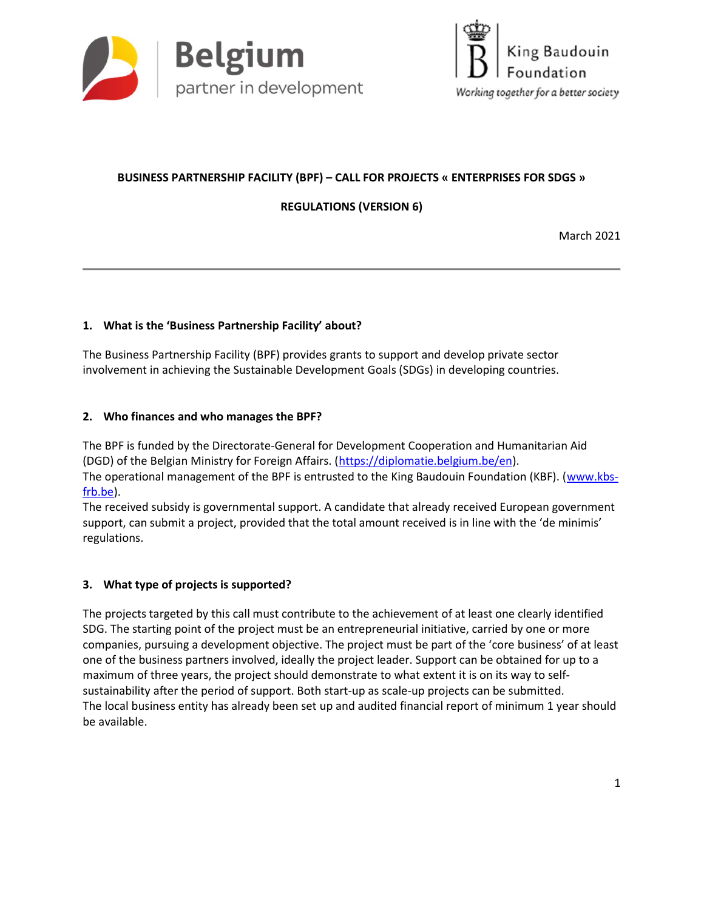**BUSINESS PARTNERSHIP FACILITY (BPF) – CALL FOR PROJECTS « ENTERPRISES FOR SDGS »**

**REGULATIONS (VERSION 6)**

March 2021

---

## 1. What is the 'Business Partnership Facility' about?

The Business Partnership Facility (BPF) provides grants to support and develop private sector involvement in achieving the Sustainable Development Goals (SDGs) in developing countries.

## 2. Who finances and who manages the BPF?

The BPF is funded by the Directorate-General for Development Cooperation and Humanitarian Aid (DGD) of the Belgian Ministry for Foreign Affairs. (https://diplomatie.belgium.be/en).
The operational management of the BPF is entrusted to the King Baudouin Foundation (KBF). (www.kbs-frb.be).
The received subsidy is governmental support. A candidate that already received European government support, can submit a project, provided that the total amount received is in line with the 'de minimis' regulations.

## 3. What type of projects is supported?

The projects targeted by this call must contribute to the achievement of at least one clearly identified SDG. The starting point of the project must be an entrepreneurial initiative, carried by one or more companies, pursuing a development objective. The project must be part of the 'core business' of at least one of the business partners involved, ideally the project leader. Support can be obtained for up to a maximum of three years, the project should demonstrate to what extent it is on its way to self-sustainability after the period of support. Both start-up as scale-up projects can be submitted.
The local business entity has already been set up and audited financial report of minimum 1 year should be available.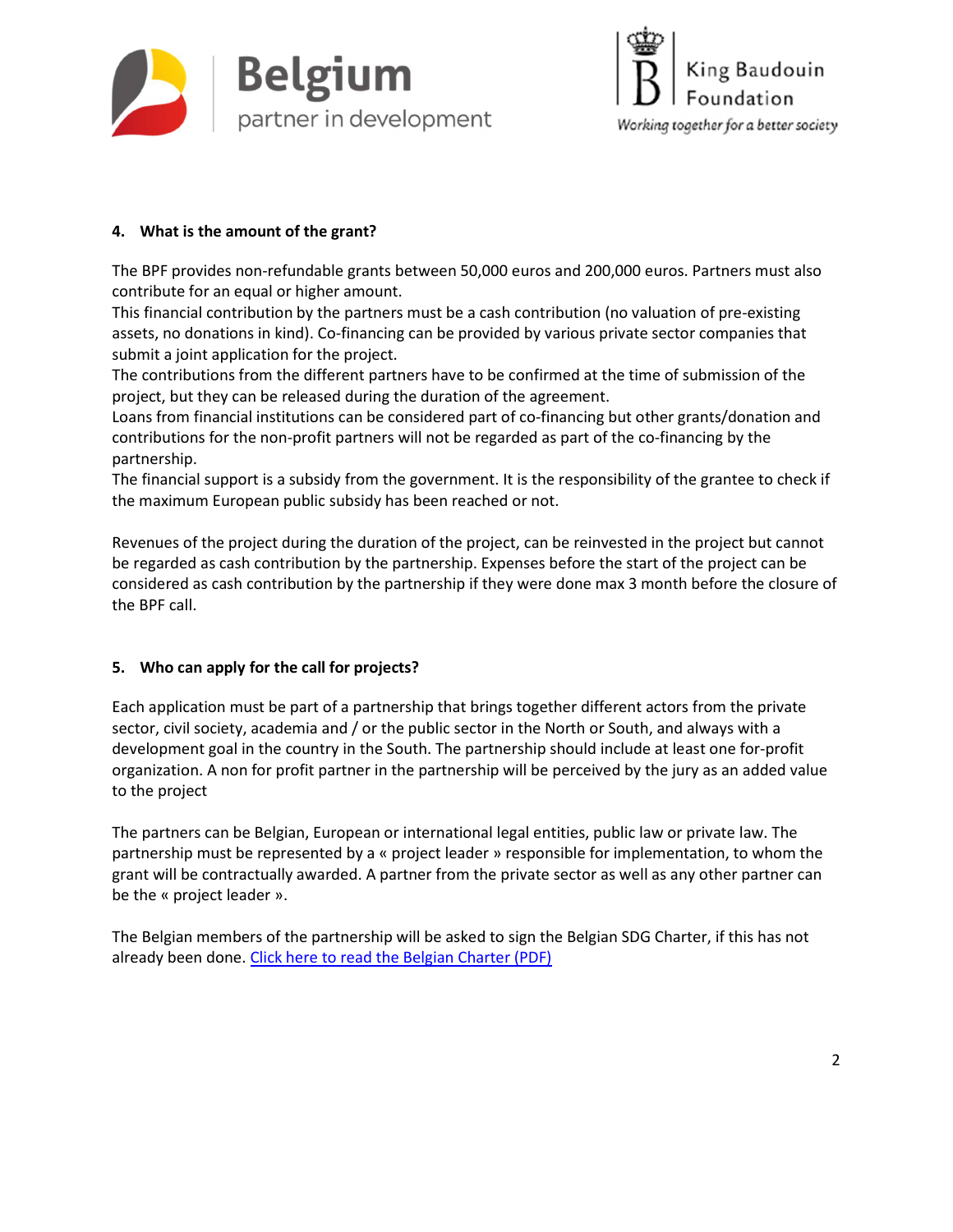### 4. What is the amount of the grant?

The BPF provides non-refundable grants between 50,000 euros and 200,000 euros. Partners must also contribute for an equal or higher amount.
This financial contribution by the partners must be a cash contribution (no valuation of pre-existing assets, no donations in kind). Co-financing can be provided by various private sector companies that submit a joint application for the project.
The contributions from the different partners have to be confirmed at the time of submission of the project, but they can be released during the duration of the agreement.
Loans from financial institutions can be considered part of co-financing but other grants/donation and contributions for the non-profit partners will not be regarded as part of the co-financing by the partnership.
The financial support is a subsidy from the government. It is the responsibility of the grantee to check if the maximum European public subsidy has been reached or not.

Revenues of the project during the duration of the project, can be reinvested in the project but cannot be regarded as cash contribution by the partnership. Expenses before the start of the project can be considered as cash contribution by the partnership if they were done max 3 month before the closure of the BPF call.

### 5. Who can apply for the call for projects?

Each application must be part of a partnership that brings together different actors from the private sector, civil society, academia and / or the public sector in the North or South, and always with a development goal in the country in the South. The partnership should include at least one for-profit organization. A non for profit partner in the partnership will be perceived by the jury as an added value to the project

The partners can be Belgian, European or international legal entities, public law or private law. The partnership must be represented by a « project leader » responsible for implementation, to whom the grant will be contractually awarded. A partner from the private sector as well as any other partner can be the « project leader ».

The Belgian members of the partnership will be asked to sign the Belgian SDG Charter, if this has not already been done. [Click here to read the Belgian Charter (PDF)]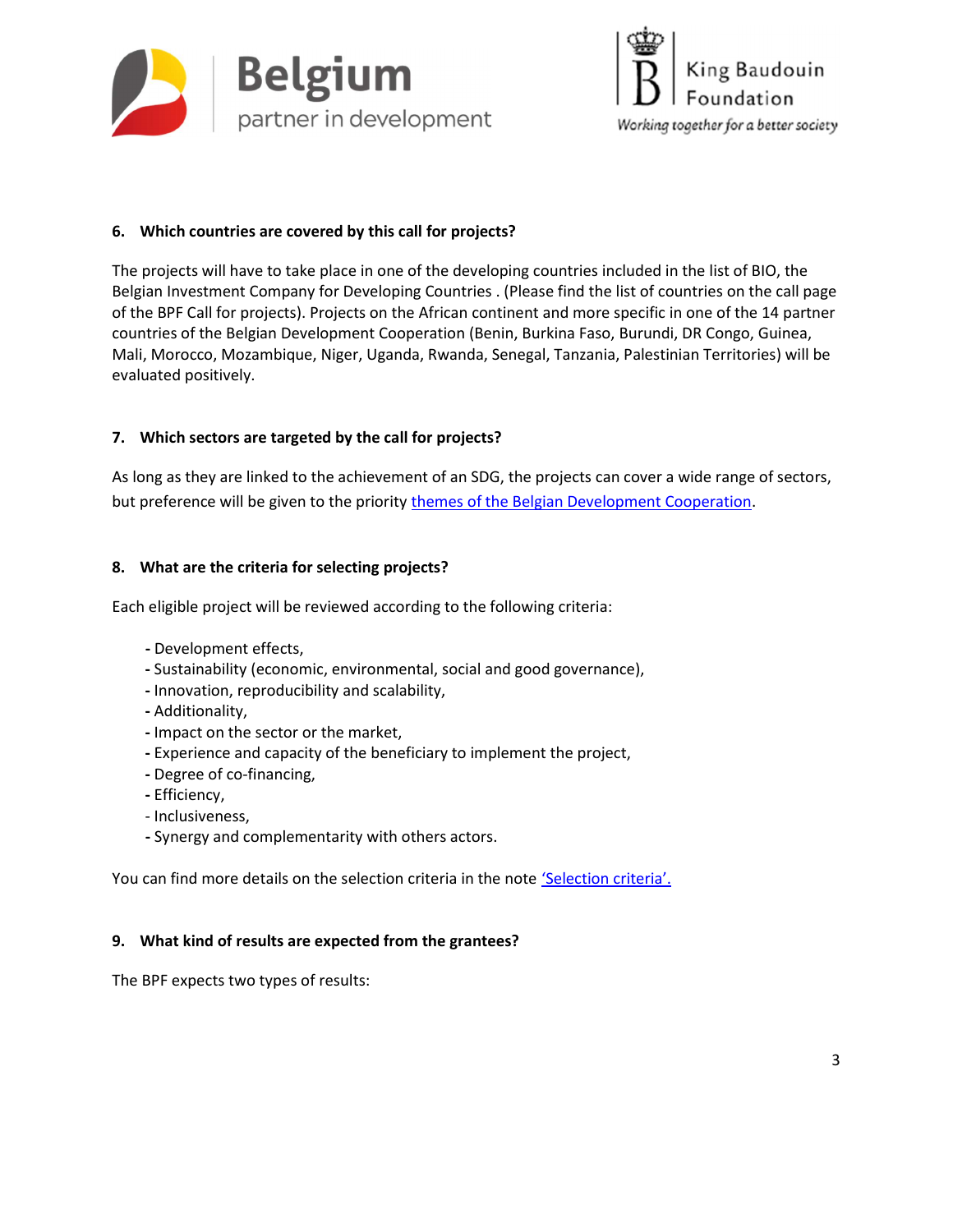### 6. Which countries are covered by this call for projects?

The projects will have to take place in one of the developing countries included in the list of BIO, the Belgian Investment Company for Developing Countries . (Please find the list of countries on the call page of the BPF Call for projects). Projects on the African continent and more specific in one of the 14 partner countries of the Belgian Development Cooperation (Benin, Burkina Faso, Burundi, DR Congo, Guinea, Mali, Morocco, Mozambique, Niger, Uganda, Rwanda, Senegal, Tanzania, Palestinian Territories) will be evaluated positively.

### 7. Which sectors are targeted by the call for projects?

As long as they are linked to the achievement of an SDG, the projects can cover a wide range of sectors, but preference will be given to the priority themes of the Belgian Development Cooperation.

### 8. What are the criteria for selecting projects?

Each eligible project will be reviewed according to the following criteria:

- Development effects,
- Sustainability (economic, environmental, social and good governance),
- Innovation, reproducibility and scalability,
- Additionality,
- Impact on the sector or the market,
- Experience and capacity of the beneficiary to implement the project,
- Degree of co-financing,
- Efficiency,
- Inclusiveness,
- Synergy and complementarity with others actors.

You can find more details on the selection criteria in the note 'Selection criteria'.

### 9. What kind of results are expected from the grantees?

The BPF expects two types of results: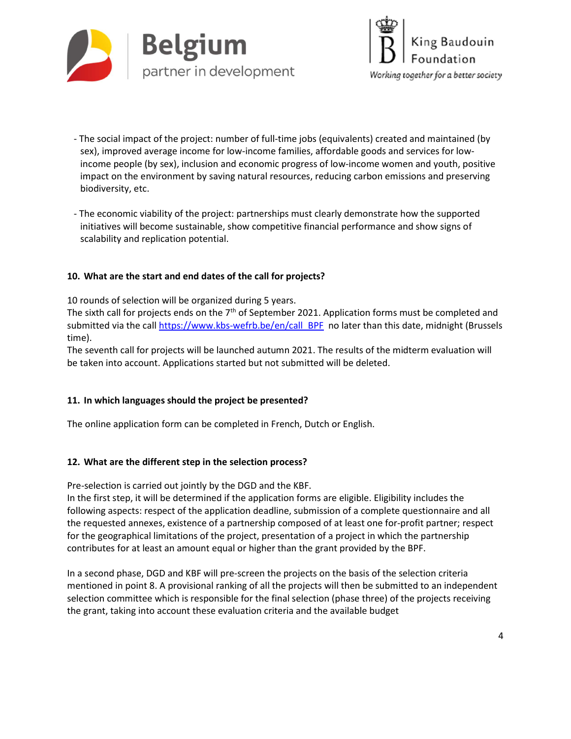- The social impact of the project: number of full-time jobs (equivalents) created and maintained (by sex), improved average income for low-income families, affordable goods and services for low-income people (by sex), inclusion and economic progress of low-income women and youth, positive impact on the environment by saving natural resources, reducing carbon emissions and preserving biodiversity, etc.

- The economic viability of the project: partnerships must clearly demonstrate how the supported initiatives will become sustainable, show competitive financial performance and show signs of scalability and replication potential.

### 10. What are the start and end dates of the call for projects?

10 rounds of selection will be organized during 5 years.
The sixth call for projects ends on the 7th of September 2021. Application forms must be completed and submitted via the call [https://www.kbs-wefrb.be/en/call_BPF](https://www.kbs-wefrb.be/en/call_BPF) no later than this date, midnight (Brussels time).
The seventh call for projects will be launched autumn 2021. The results of the midterm evaluation will be taken into account. Applications started but not submitted will be deleted.

### 11. In which languages should the project be presented?

The online application form can be completed in French, Dutch or English.

### 12. What are the different step in the selection process?

Pre-selection is carried out jointly by the DGD and the KBF.
In the first step, it will be determined if the application forms are eligible. Eligibility includes the following aspects: respect of the application deadline, submission of a complete questionnaire and all the requested annexes, existence of a partnership composed of at least one for-profit partner; respect for the geographical limitations of the project, presentation of a project in which the partnership contributes for at least an amount equal or higher than the grant provided by the BPF.

In a second phase, DGD and KBF will pre-screen the projects on the basis of the selection criteria mentioned in point 8. A provisional ranking of all the projects will then be submitted to an independent selection committee which is responsible for the final selection (phase three) of the projects receiving the grant, taking into account these evaluation criteria and the available budget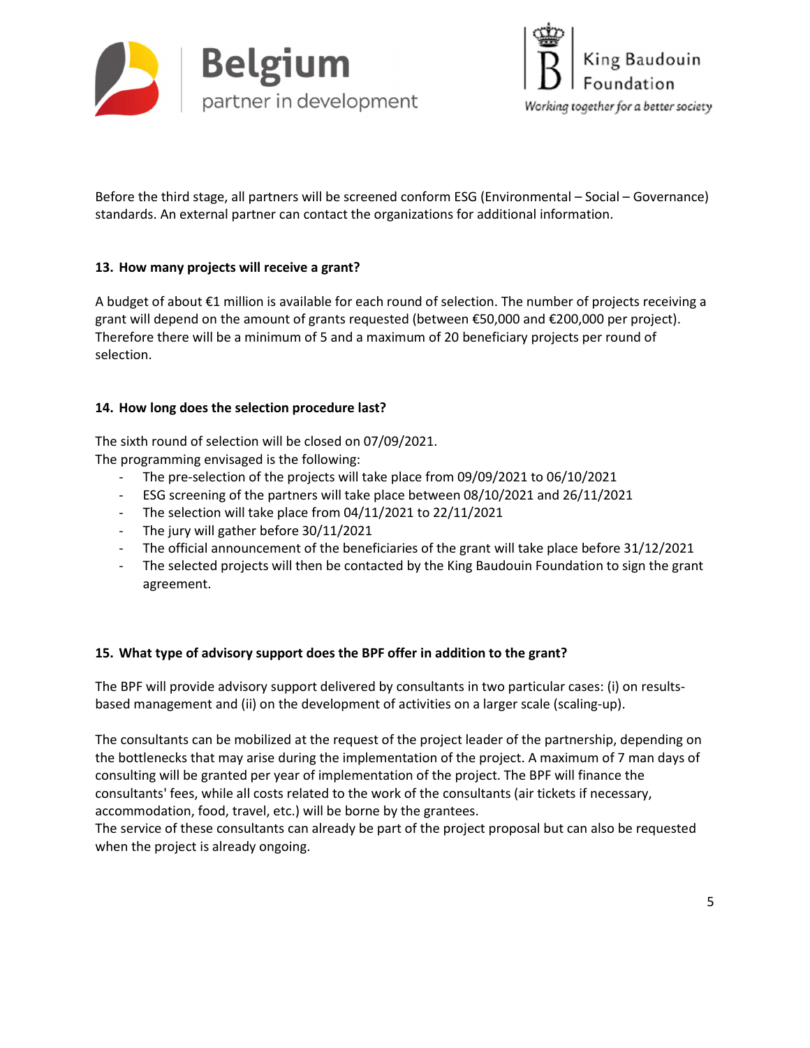Before the third stage, all partners will be screened conform ESG (Environmental – Social – Governance) standards. An external partner can contact the organizations for additional information.

### 13. How many projects will receive a grant?

A budget of about €1 million is available for each round of selection. The number of projects receiving a grant will depend on the amount of grants requested (between €50,000 and €200,000 per project). Therefore there will be a minimum of 5 and a maximum of 20 beneficiary projects per round of selection.

### 14. How long does the selection procedure last?

The sixth round of selection will be closed on 07/09/2021.
The programming envisaged is the following:

- The pre-selection of the projects will take place from 09/09/2021 to 06/10/2021
- ESG screening of the partners will take place between 08/10/2021 and 26/11/2021
- The selection will take place from 04/11/2021 to 22/11/2021
- The jury will gather before 30/11/2021
- The official announcement of the beneficiaries of the grant will take place before 31/12/2021
- The selected projects will then be contacted by the King Baudouin Foundation to sign the grant agreement.

### 15. What type of advisory support does the BPF offer in addition to the grant?

The BPF will provide advisory support delivered by consultants in two particular cases: (i) on results-based management and (ii) on the development of activities on a larger scale (scaling-up).

The consultants can be mobilized at the request of the project leader of the partnership, depending on the bottlenecks that may arise during the implementation of the project. A maximum of 7 man days of consulting will be granted per year of implementation of the project. The BPF will finance the consultants' fees, while all costs related to the work of the consultants (air tickets if necessary, accommodation, food, travel, etc.) will be borne by the grantees.
The service of these consultants can already be part of the project proposal but can also be requested when the project is already ongoing.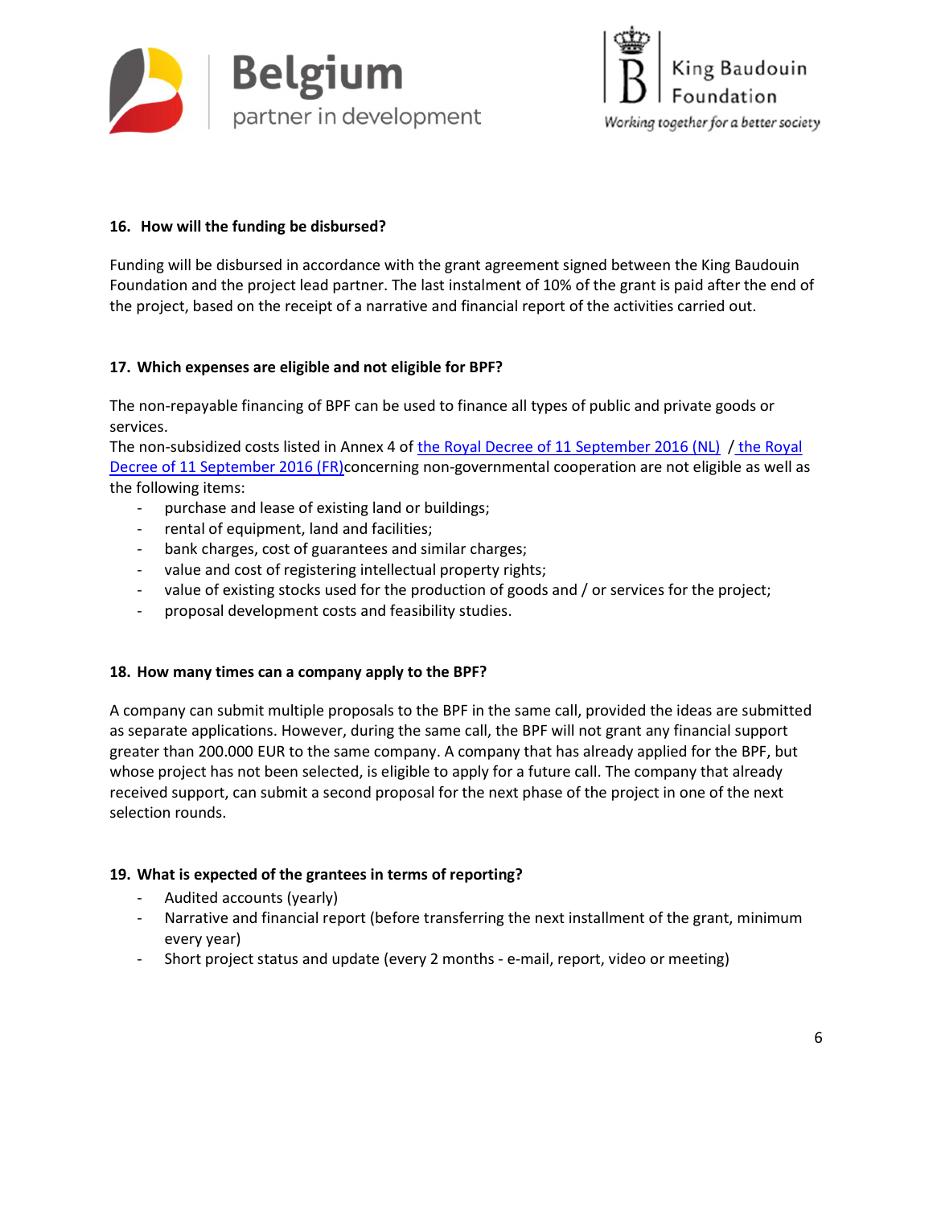### 16. How will the funding be disbursed?

Funding will be disbursed in accordance with the grant agreement signed between the King Baudouin Foundation and the project lead partner. The last instalment of 10% of the grant is paid after the end of the project, based on the receipt of a narrative and financial report of the activities carried out.

### 17. Which expenses are eligible and not eligible for BPF?

The non-repayable financing of BPF can be used to finance all types of public and private goods or services.

The non-subsidized costs listed in Annex 4 of the Royal Decree of 11 September 2016 (NL) / the Royal Decree of 11 September 2016 (FR)concerning non-governmental cooperation are not eligible as well as the following items:

- purchase and lease of existing land or buildings;
- rental of equipment, land and facilities;
- bank charges, cost of guarantees and similar charges;
- value and cost of registering intellectual property rights;
- value of existing stocks used for the production of goods and / or services for the project;
- proposal development costs and feasibility studies.

### 18. How many times can a company apply to the BPF?

A company can submit multiple proposals to the BPF in the same call, provided the ideas are submitted as separate applications. However, during the same call, the BPF will not grant any financial support greater than 200.000 EUR to the same company. A company that has already applied for the BPF, but whose project has not been selected, is eligible to apply for a future call. The company that already received support, can submit a second proposal for the next phase of the project in one of the next selection rounds.

### 19. What is expected of the grantees in terms of reporting?

- Audited accounts (yearly)
- Narrative and financial report (before transferring the next installment of the grant, minimum every year)
- Short project status and update (every 2 months - e-mail, report, video or meeting)